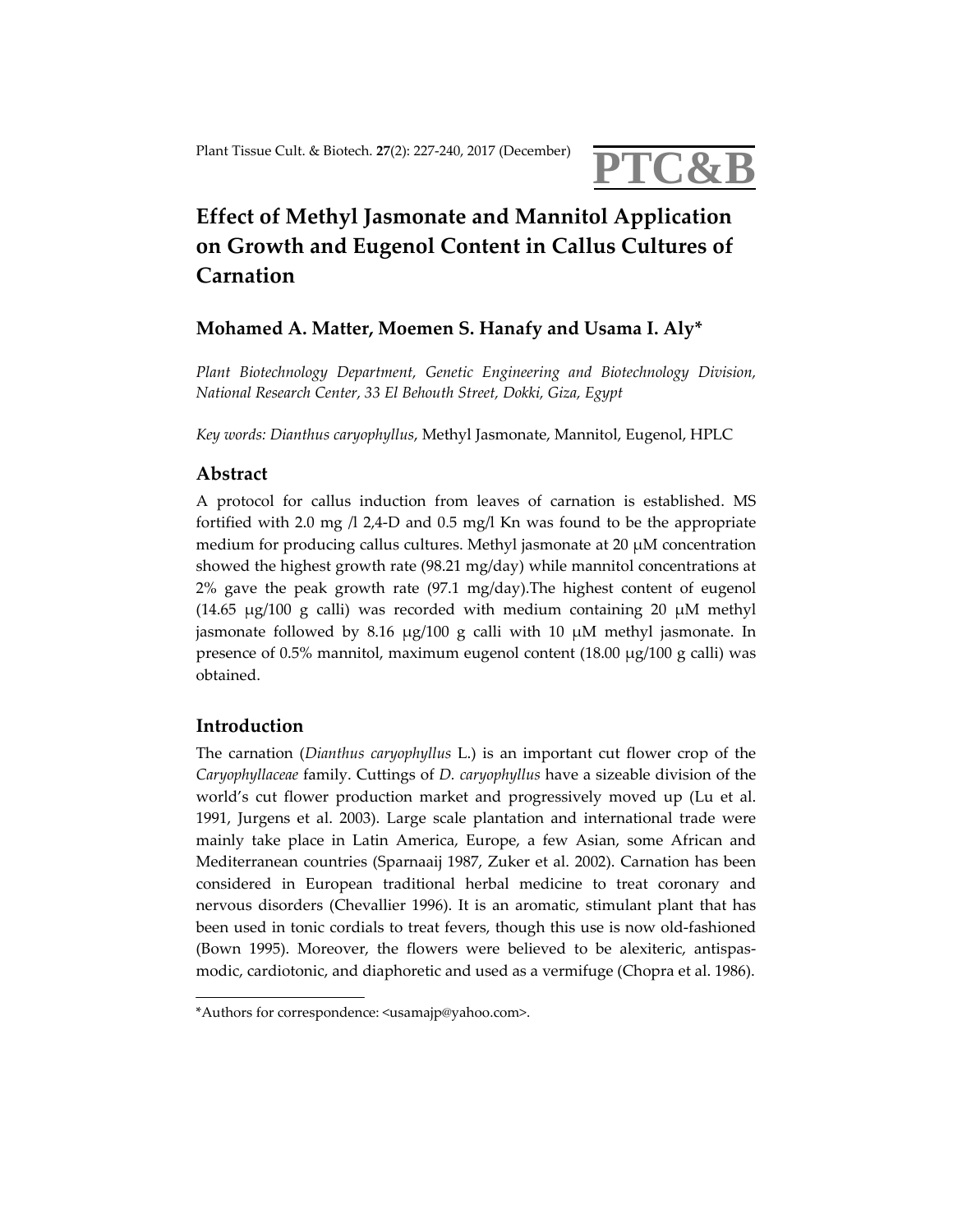# Effect of Methyl Jasmonate and Mannitol Application on Growth and Eugenol Content in Callus Cultures of Carnation

**Mohamed A. Matter, Moemen S. Hanafy and Usama I. Aly***

*Plant Biotechnology Department, Genetic Engineering and Biotechnology Division, National Research Center, 33 El Behouth Street, Dokki, Giza, Egypt*

*Key words: Dianthus caryophyllus*, Methyl Jasmonate, Mannitol, Eugenol, HPLC

## Abstract

A protocol for callus induction from leaves of carnation is established. MS fortified with 2.0 mg /l 2,4-D and 0.5 mg/l Kn was found to be the appropriate medium for producing callus cultures. Methyl jasmonate at 20 μM concentration showed the highest growth rate (98.21 mg/day) while mannitol concentrations at 2% gave the peak growth rate (97.1 mg/day).The highest content of eugenol (14.65 μg/100 g calli) was recorded with medium containing 20 μM methyl jasmonate followed by 8.16 μg/100 g calli with 10 μM methyl jasmonate. In presence of 0.5% mannitol, maximum eugenol content (18.00 μg/100 g calli) was obtained.

## Introduction

The carnation (*Dianthus caryophyllus* L.) is an important cut flower crop of the *Caryophyllaceae* family. Cuttings of *D. caryophyllus* have a sizeable division of the world's cut flower production market and progressively moved up (Lu et al. 1991, Jurgens et al. 2003). Large scale plantation and international trade were mainly take place in Latin America, Europe, a few Asian, some African and Mediterranean countries (Sparnaaij 1987, Zuker et al. 2002). Carnation has been considered in European traditional herbal medicine to treat coronary and nervous disorders (Chevallier 1996). It is an aromatic, stimulant plant that has been used in tonic cordials to treat fevers, though this use is now old-fashioned (Bown 1995). Moreover, the flowers were believed to be alexiteric, antispasmodic, cardiotonic, and diaphoretic and used as a vermifuge (Chopra et al. 1986).

*Authors for correspondence: <usamajp@yahoo.com>.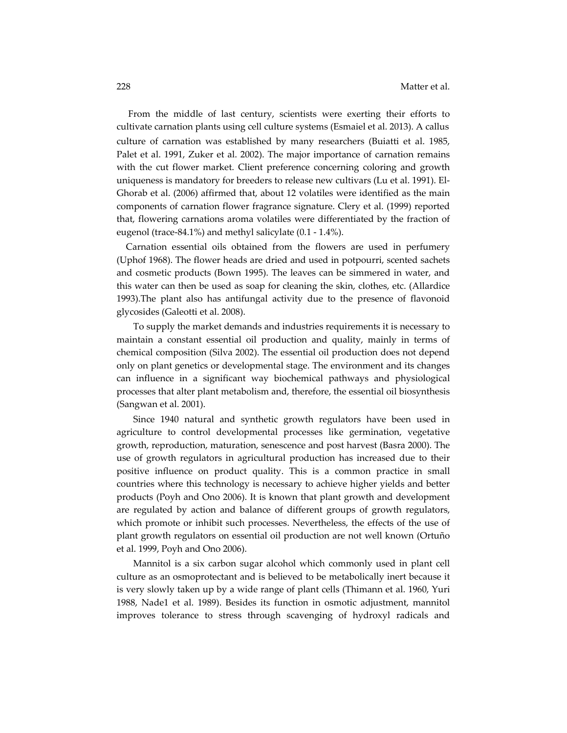From the middle of last century, scientists were exerting their efforts to cultivate carnation plants using cell culture systems (Esmaiel et al. 2013). A callus culture of carnation was established by many researchers (Buiatti et al. 1985, Palet et al. 1991, Zuker et al. 2002). The major importance of carnation remains with the cut flower market. Client preference concerning coloring and growth uniqueness is mandatory for breeders to release new cultivars (Lu et al. 1991). El-Ghorab et al. (2006) affirmed that, about 12 volatiles were identified as the main components of carnation flower fragrance signature. Clery et al. (1999) reported that, flowering carnations aroma volatiles were differentiated by the fraction of eugenol (trace-84.1%) and methyl salicylate (0.1 - 1.4%).

Carnation essential oils obtained from the flowers are used in perfumery (Uphof 1968). The flower heads are dried and used in potpourri, scented sachets and cosmetic products (Bown 1995). The leaves can be simmered in water, and this water can then be used as soap for cleaning the skin, clothes, etc. (Allardice 1993).The plant also has antifungal activity due to the presence of flavonoid glycosides (Galeotti et al. 2008).

To supply the market demands and industries requirements it is necessary to maintain a constant essential oil production and quality, mainly in terms of chemical composition (Silva 2002). The essential oil production does not depend only on plant genetics or developmental stage. The environment and its changes can influence in a significant way biochemical pathways and physiological processes that alter plant metabolism and, therefore, the essential oil biosynthesis (Sangwan et al. 2001).

Since 1940 natural and synthetic growth regulators have been used in agriculture to control developmental processes like germination, vegetative growth, reproduction, maturation, senescence and post harvest (Basra 2000). The use of growth regulators in agricultural production has increased due to their positive influence on product quality. This is a common practice in small countries where this technology is necessary to achieve higher yields and better products (Poyh and Ono 2006). It is known that plant growth and development are regulated by action and balance of different groups of growth regulators, which promote or inhibit such processes. Nevertheless, the effects of the use of plant growth regulators on essential oil production are not well known (Ortuño et al. 1999, Poyh and Ono 2006).

Mannitol is a six carbon sugar alcohol which commonly used in plant cell culture as an osmoprotectant and is believed to be metabolically inert because it is very slowly taken up by a wide range of plant cells (Thimann et al. 1960, Yuri 1988, Nade1 et al. 1989). Besides its function in osmotic adjustment, mannitol improves tolerance to stress through scavenging of hydroxyl radicals and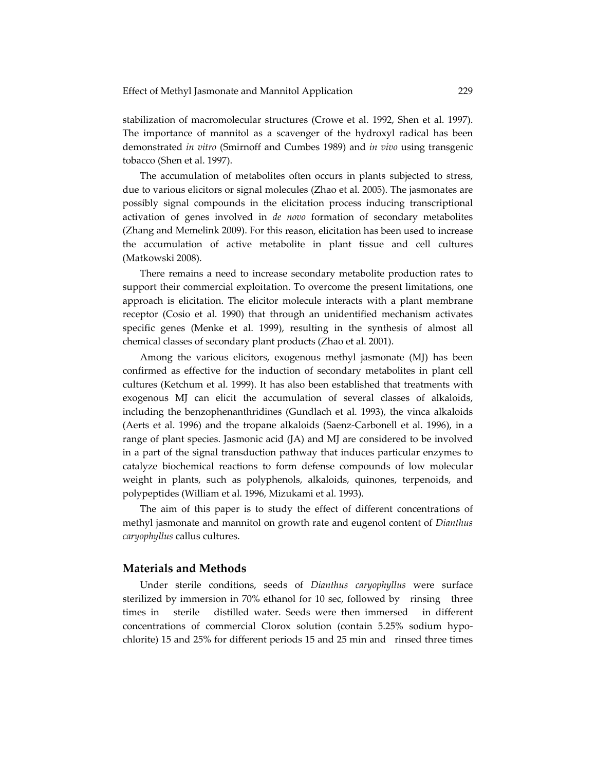stabilization of macromolecular structures (Crowe et al. 1992, Shen et al. 1997). The importance of mannitol as a scavenger of the hydroxyl radical has been demonstrated *in vitro* (Smirnoff and Cumbes 1989) and *in vivo* using transgenic tobacco (Shen et al. 1997).

The accumulation of metabolites often occurs in plants subjected to stress, due to various elicitors or signal molecules (Zhao et al. 2005). The jasmonates are possibly signal compounds in the elicitation process inducing transcriptional activation of genes involved in *de novo* formation of secondary metabolites (Zhang and Memelink 2009). For this reason, elicitation has been used to increase the accumulation of active metabolite in plant tissue and cell cultures (Matkowski 2008).

There remains a need to increase secondary metabolite production rates to support their commercial exploitation. To overcome the present limitations, one approach is elicitation. The elicitor molecule interacts with a plant membrane receptor (Cosio et al. 1990) that through an unidentified mechanism activates specific genes (Menke et al. 1999), resulting in the synthesis of almost all chemical classes of secondary plant products (Zhao et al. 2001).

Among the various elicitors, exogenous methyl jasmonate (MJ) has been confirmed as effective for the induction of secondary metabolites in plant cell cultures (Ketchum et al. 1999). It has also been established that treatments with exogenous MJ can elicit the accumulation of several classes of alkaloids, including the benzophenanthridines (Gundlach et al. 1993), the vinca alkaloids (Aerts et al. 1996) and the tropane alkaloids (Saenz-Carbonell et al. 1996), in a range of plant species. Jasmonic acid (JA) and MJ are considered to be involved in a part of the signal transduction pathway that induces particular enzymes to catalyze biochemical reactions to form defense compounds of low molecular weight in plants, such as polyphenols, alkaloids, quinones, terpenoids, and polypeptides (William et al. 1996, Mizukami et al. 1993).

The aim of this paper is to study the effect of different concentrations of methyl jasmonate and mannitol on growth rate and eugenol content of *Dianthus caryophyllus* callus cultures.

## Materials and Methods

Under sterile conditions, seeds of *Dianthus caryophyllus* were surface sterilized by immersion in 70% ethanol for 10 sec, followed by rinsing three times in sterile distilled water. Seeds were then immersed in different concentrations of commercial Clorox solution (contain 5.25% sodium hypochlorite) 15 and 25% for different periods 15 and 25 min and rinsed three times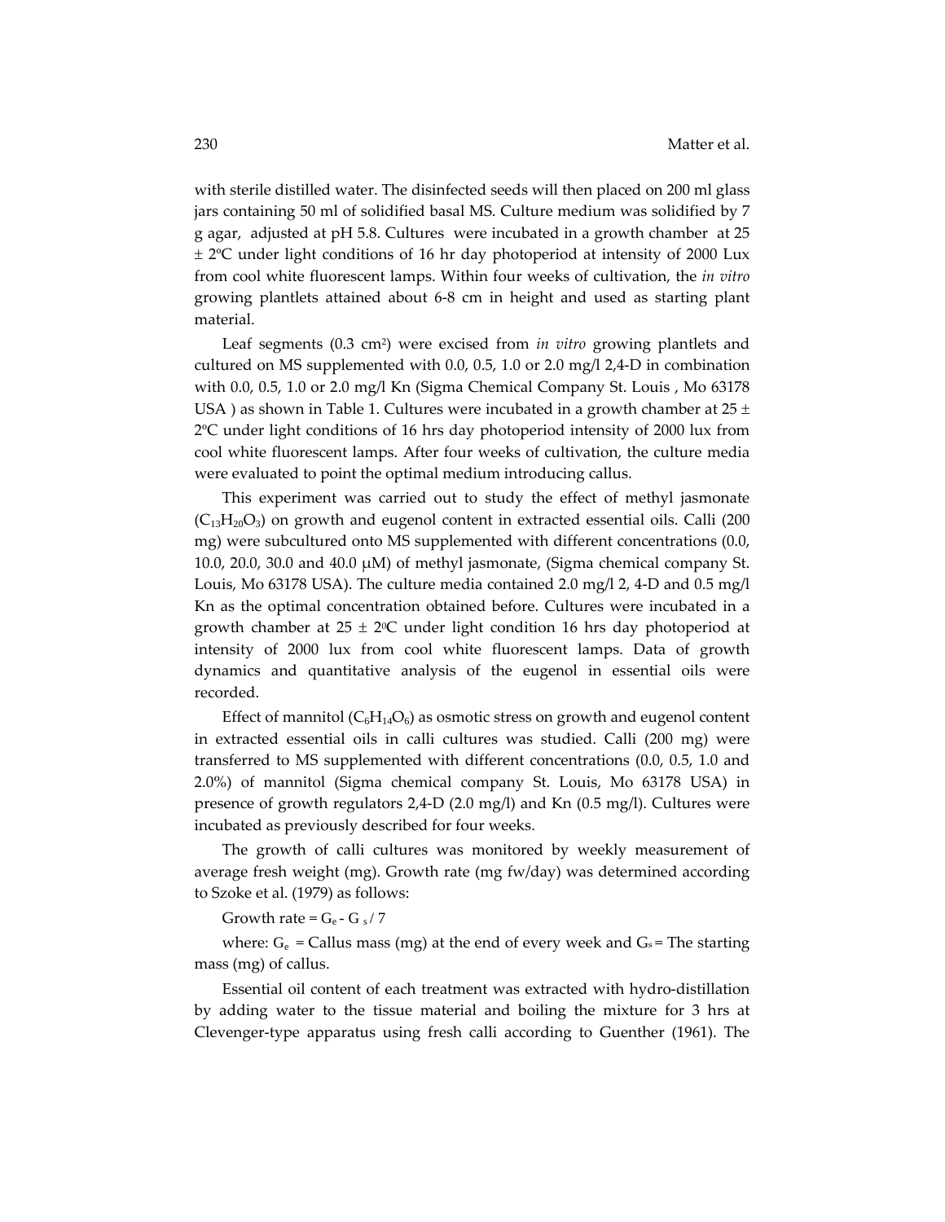with sterile distilled water. The disinfected seeds will then placed on 200 ml glass jars containing 50 ml of solidified basal MS. Culture medium was solidified by 7 g agar, adjusted at pH 5.8. Cultures were incubated in a growth chamber at 25 ± 2°C under light conditions of 16 hr day photoperiod at intensity of 2000 Lux from cool white fluorescent lamps. Within four weeks of cultivation, the *in vitro* growing plantlets attained about 6-8 cm in height and used as starting plant material.

Leaf segments (0.3 $cm^2$) were excised from *in vitro* growing plantlets and cultured on MS supplemented with 0.0, 0.5, 1.0 or 2.0 mg/l 2,4-D in combination with 0.0, 0.5, 1.0 or 2.0 mg/l Kn (Sigma Chemical Company St. Louis , Mo 63178 USA ) as shown in Table 1. Cultures were incubated in a growth chamber at 25 ± 2°C under light conditions of 16 hrs day photoperiod intensity of 2000 lux from cool white fluorescent lamps. After four weeks of cultivation, the culture media were evaluated to point the optimal medium introducing callus.

This experiment was carried out to study the effect of methyl jasmonate ($C_{13}H_{20}O_3$) on growth and eugenol content in extracted essential oils. Calli (200 mg) were subcultured onto MS supplemented with different concentrations (0.0, 10.0, 20.0, 30.0 and 40.0 μM) of methyl jasmonate, (Sigma chemical company St. Louis, Mo 63178 USA). The culture media contained 2.0 mg/l 2, 4-D and 0.5 mg/l Kn as the optimal concentration obtained before. Cultures were incubated in a growth chamber at 25 ± 2°C under light condition 16 hrs day photoperiod at intensity of 2000 lux from cool white fluorescent lamps. Data of growth dynamics and quantitative analysis of the eugenol in essential oils were recorded.

Effect of mannitol ($C_6H_{14}O_6$) as osmotic stress on growth and eugenol content in extracted essential oils in calli cultures was studied. Calli (200 mg) were transferred to MS supplemented with different concentrations (0.0, 0.5, 1.0 and 2.0%) of mannitol (Sigma chemical company St. Louis, Mo 63178 USA) in presence of growth regulators 2,4-D (2.0 mg/l) and Kn (0.5 mg/l). Cultures were incubated as previously described for four weeks.

The growth of calli cultures was monitored by weekly measurement of average fresh weight (mg). Growth rate (mg fw/day) was determined according to Szoke et al. (1979) as follows:

Growth rate = $G_e$ - $G_s$ / 7

where: $G_e$ = Callus mass (mg) at the end of every week and $G_s$ = The starting mass (mg) of callus.

Essential oil content of each treatment was extracted with hydro-distillation by adding water to the tissue material and boiling the mixture for 3 hrs at Clevenger-type apparatus using fresh calli according to Guenther (1961). The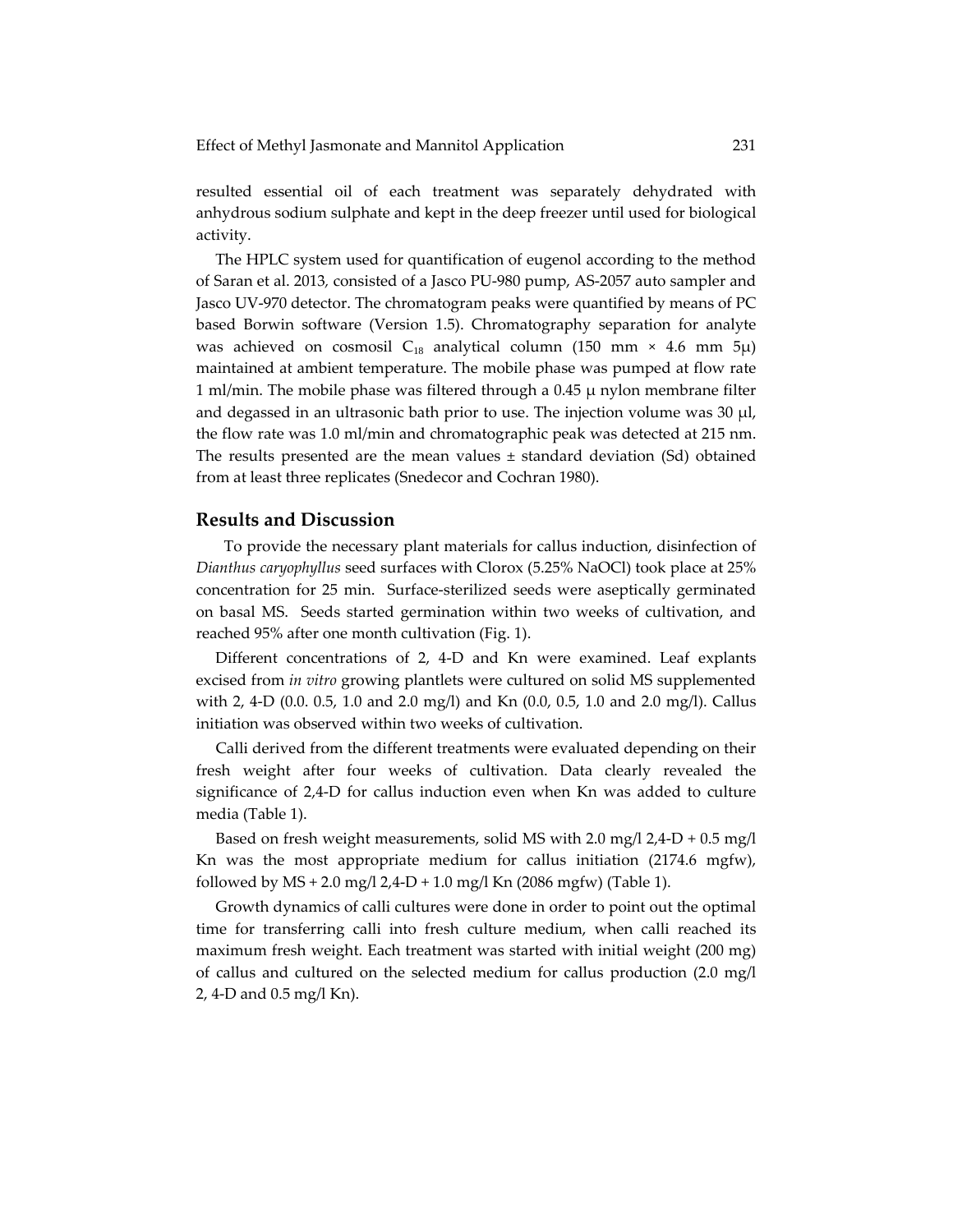resulted essential oil of each treatment was separately dehydrated with anhydrous sodium sulphate and kept in the deep freezer until used for biological activity.

The HPLC system used for quantification of eugenol according to the method of Saran et al. 2013, consisted of a Jasco PU-980 pump, AS-2057 auto sampler and Jasco UV-970 detector. The chromatogram peaks were quantified by means of PC based Borwin software (Version 1.5). Chromatography separation for analyte was achieved on cosmosil $C_{18}$ analytical column (150 mm × 4.6 mm 5μ) maintained at ambient temperature. The mobile phase was pumped at flow rate 1 ml/min. The mobile phase was filtered through a 0.45 μ nylon membrane filter and degassed in an ultrasonic bath prior to use. The injection volume was 30 μl, the flow rate was 1.0 ml/min and chromatographic peak was detected at 215 nm. The results presented are the mean values ± standard deviation (Sd) obtained from at least three replicates (Snedecor and Cochran 1980).

## Results and Discussion

To provide the necessary plant materials for callus induction, disinfection of *Dianthus caryophyllus* seed surfaces with Clorox (5.25% NaOCl) took place at 25% concentration for 25 min. Surface-sterilized seeds were aseptically germinated on basal MS. Seeds started germination within two weeks of cultivation, and reached 95% after one month cultivation (Fig. 1).

Different concentrations of 2, 4-D and Kn were examined. Leaf explants excised from *in vitro* growing plantlets were cultured on solid MS supplemented with 2, 4-D (0.0. 0.5, 1.0 and 2.0 mg/l) and Kn (0.0, 0.5, 1.0 and 2.0 mg/l). Callus initiation was observed within two weeks of cultivation.

Calli derived from the different treatments were evaluated depending on their fresh weight after four weeks of cultivation. Data clearly revealed the significance of 2,4-D for callus induction even when Kn was added to culture media (Table 1).

Based on fresh weight measurements, solid MS with 2.0 mg/l 2,4-D + 0.5 mg/l Kn was the most appropriate medium for callus initiation (2174.6 mgfw), followed by MS + 2.0 mg/l 2,4-D + 1.0 mg/l Kn (2086 mgfw) (Table 1).

Growth dynamics of calli cultures were done in order to point out the optimal time for transferring calli into fresh culture medium, when calli reached its maximum fresh weight. Each treatment was started with initial weight (200 mg) of callus and cultured on the selected medium for callus production (2.0 mg/l 2, 4-D and 0.5 mg/l Kn).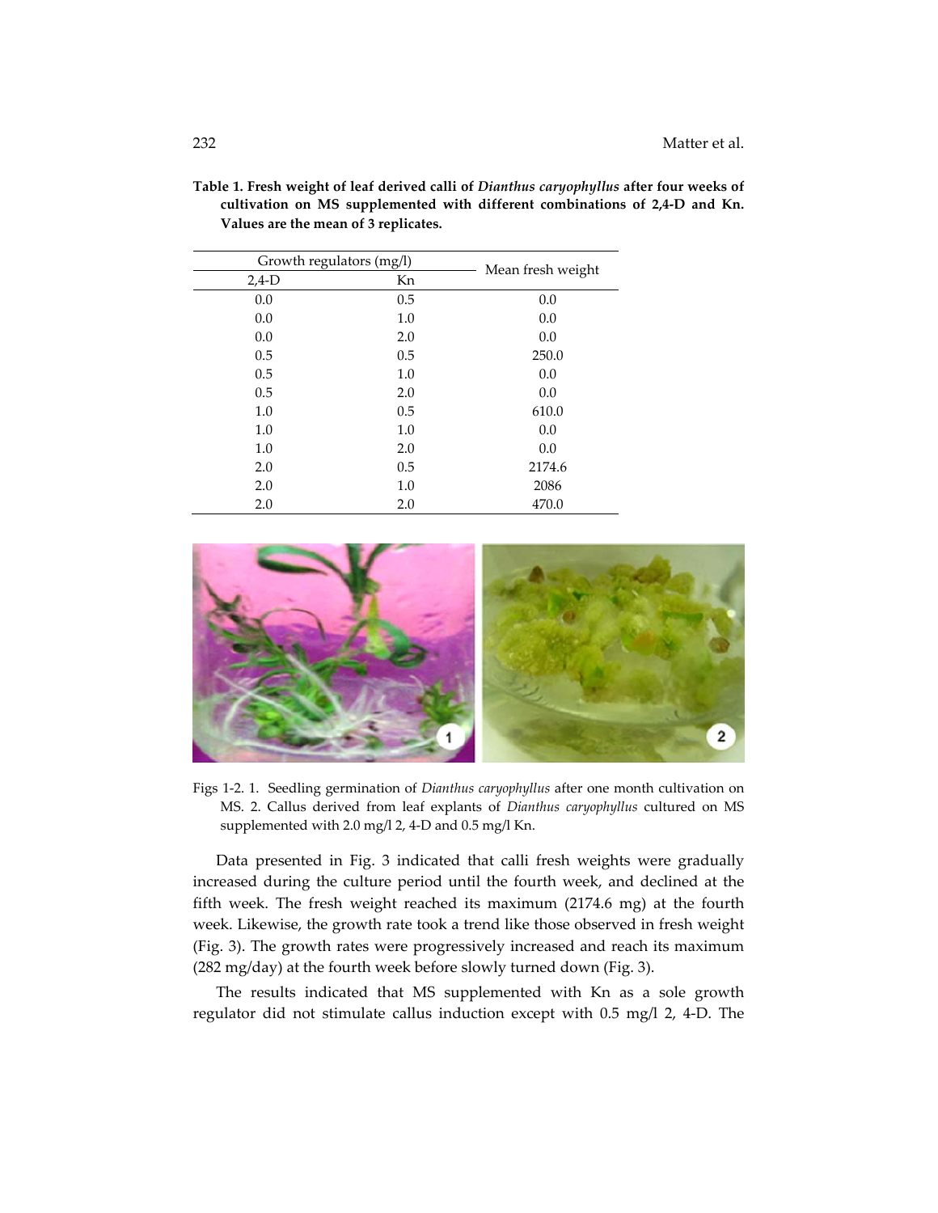**Table 1. Fresh weight of leaf derived calli of *Dianthus caryophyllus* after four weeks of cultivation on MS supplemented with different combinations of 2,4-D and Kn. Values are the mean of 3 replicates.**

| Growth regulators (mg/l) | | Mean fresh weight |
|---|---|---|
| 2,4-D | Kn | |
| 0.0 | 0.5 | 0.0 |
| 0.0 | 1.0 | 0.0 |
| 0.0 | 2.0 | 0.0 |
| 0.5 | 0.5 | 250.0 |
| 0.5 | 1.0 | 0.0 |
| 0.5 | 2.0 | 0.0 |
| 1.0 | 0.5 | 610.0 |
| 1.0 | 1.0 | 0.0 |
| 1.0 | 2.0 | 0.0 |
| 2.0 | 0.5 | 2174.6 |
| 2.0 | 1.0 | 2086 |
| 2.0 | 2.0 | 470.0 |

Figs 1-2. 1. Seedling germination of *Dianthus caryophyllus* after one month cultivation on MS. 2. Callus derived from leaf explants of *Dianthus caryophyllus* cultured on MS supplemented with 2.0 mg/l 2, 4-D and 0.5 mg/l Kn.

Data presented in Fig. 3 indicated that calli fresh weights were gradually increased during the culture period until the fourth week, and declined at the fifth week. The fresh weight reached its maximum (2174.6 mg) at the fourth week. Likewise, the growth rate took a trend like those observed in fresh weight (Fig. 3). The growth rates were progressively increased and reach its maximum (282 mg/day) at the fourth week before slowly turned down (Fig. 3).

The results indicated that MS supplemented with Kn as a sole growth regulator did not stimulate callus induction except with 0.5 mg/l 2, 4-D. The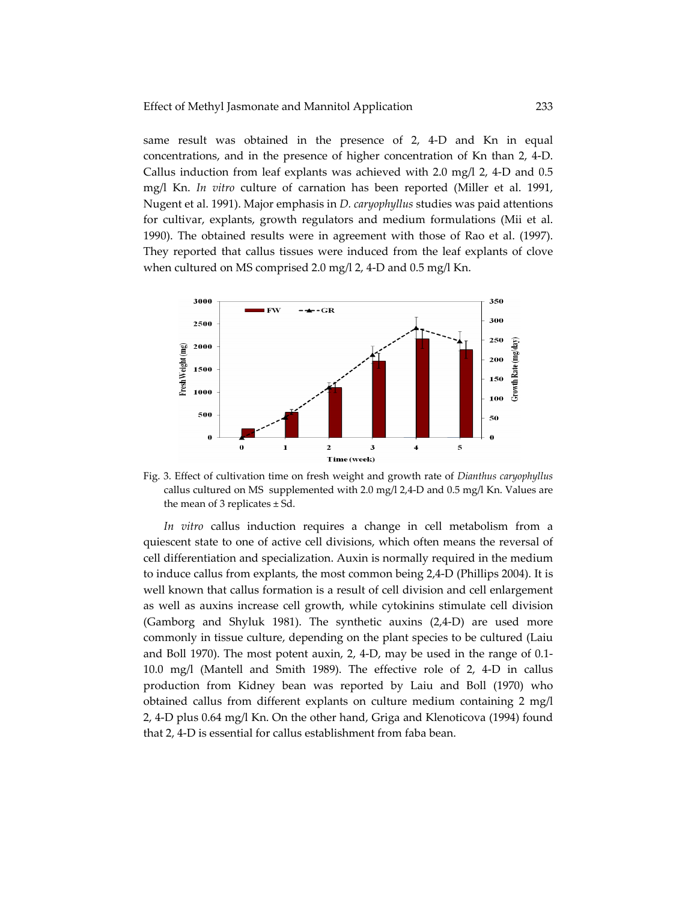same result was obtained in the presence of 2, 4-D and Kn in equal concentrations, and in the presence of higher concentration of Kn than 2, 4-D. Callus induction from leaf explants was achieved with 2.0 mg/l 2, 4-D and 0.5 mg/l Kn. *In vitro* culture of carnation has been reported (Miller et al. 1991, Nugent et al. 1991). Major emphasis in *D. caryophyllus* studies was paid attentions for cultivar, explants, growth regulators and medium formulations (Mii et al. 1990). The obtained results were in agreement with those of Rao et al. (1997). They reported that callus tissues were induced from the leaf explants of clove when cultured on MS comprised 2.0 mg/l 2, 4-D and 0.5 mg/l Kn.

Fig. 3. Effect of cultivation time on fresh weight and growth rate of *Dianthus caryophyllus* callus cultured on MS supplemented with 2.0 mg/l 2,4-D and 0.5 mg/l Kn. Values are the mean of 3 replicates ± Sd.

*In vitro* callus induction requires a change in cell metabolism from a quiescent state to one of active cell divisions, which often means the reversal of cell differentiation and specialization. Auxin is normally required in the medium to induce callus from explants, the most common being 2,4-D (Phillips 2004). It is well known that callus formation is a result of cell division and cell enlargement as well as auxins increase cell growth, while cytokinins stimulate cell division (Gamborg and Shyluk 1981). The synthetic auxins (2,4-D) are used more commonly in tissue culture, depending on the plant species to be cultured (Laiu and Boll 1970). The most potent auxin, 2, 4-D, may be used in the range of 0.1-10.0 mg/l (Mantell and Smith 1989). The effective role of 2, 4-D in callus production from Kidney bean was reported by Laiu and Boll (1970) who obtained callus from different explants on culture medium containing 2 mg/l 2, 4-D plus 0.64 mg/l Kn. On the other hand, Griga and Klenoticova (1994) found that 2, 4-D is essential for callus establishment from faba bean.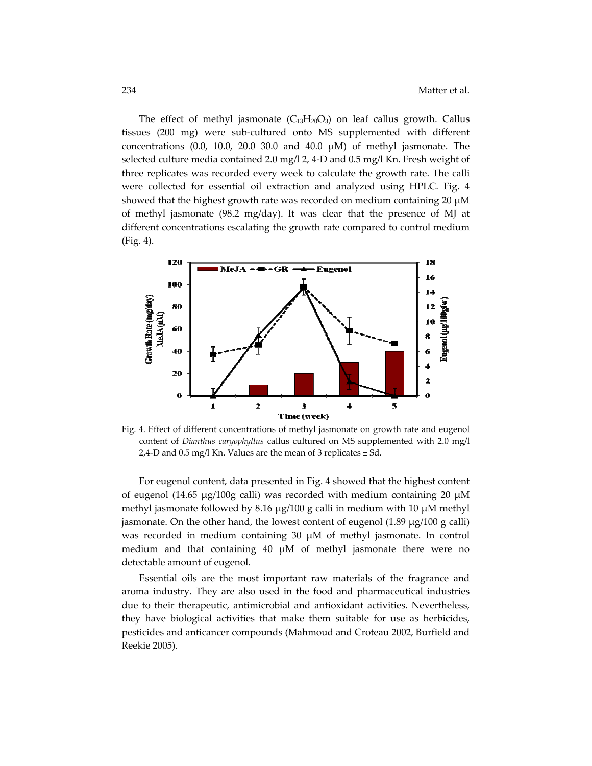The effect of methyl jasmonate ($C_{13}H_{20}O_3$) on leaf callus growth. Callus tissues (200 mg) were sub-cultured onto MS supplemented with different concentrations (0.0, 10.0, 20.0 30.0 and 40.0 μM) of methyl jasmonate. The selected culture media contained 2.0 mg/l 2, 4-D and 0.5 mg/l Kn. Fresh weight of three replicates was recorded every week to calculate the growth rate. The calli were collected for essential oil extraction and analyzed using HPLC. Fig. 4 showed that the highest growth rate was recorded on medium containing 20 μM of methyl jasmonate (98.2 mg/day). It was clear that the presence of MJ at different concentrations escalating the growth rate compared to control medium (Fig. 4).

Fig. 4. Effect of different concentrations of methyl jasmonate on growth rate and eugenol content of *Dianthus caryophyllus* callus cultured on MS supplemented with 2.0 mg/l 2,4-D and 0.5 mg/l Kn. Values are the mean of 3 replicates ± Sd.

For eugenol content, data presented in Fig. 4 showed that the highest content of eugenol (14.65 μg/100g calli) was recorded with medium containing 20 μM methyl jasmonate followed by 8.16 μg/100 g calli in medium with 10 μM methyl jasmonate. On the other hand, the lowest content of eugenol (1.89 μg/100 g calli) was recorded in medium containing 30 μM of methyl jasmonate. In control medium and that containing 40 μM of methyl jasmonate there were no detectable amount of eugenol.

Essential oils are the most important raw materials of the fragrance and aroma industry. They are also used in the food and pharmaceutical industries due to their therapeutic, antimicrobial and antioxidant activities. Nevertheless, they have biological activities that make them suitable for use as herbicides, pesticides and anticancer compounds (Mahmoud and Croteau 2002, Burfield and Reekie 2005).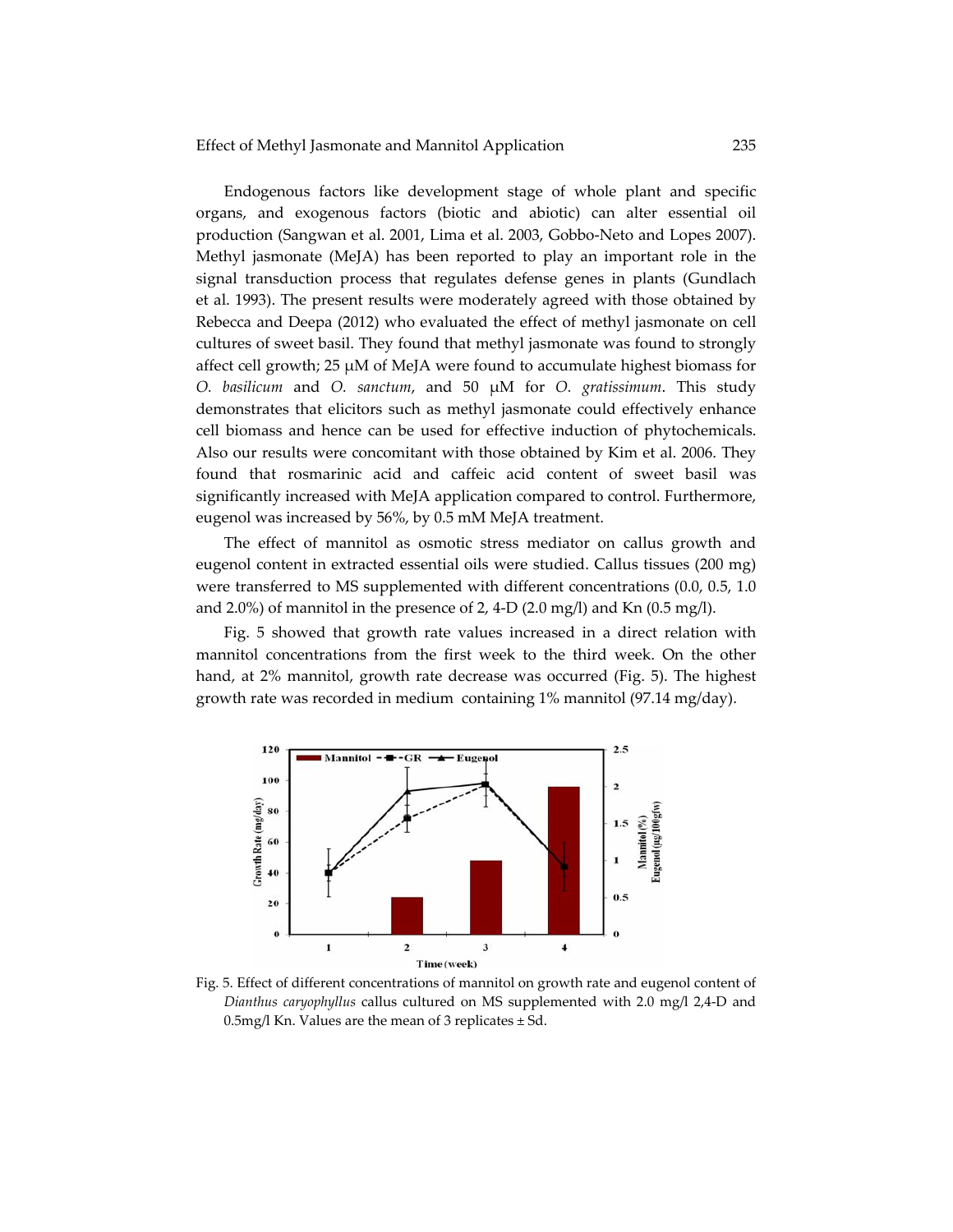Endogenous factors like development stage of whole plant and specific organs, and exogenous factors (biotic and abiotic) can alter essential oil production (Sangwan et al. 2001, Lima et al. 2003, Gobbo-Neto and Lopes 2007). Methyl jasmonate (MeJA) has been reported to play an important role in the signal transduction process that regulates defense genes in plants (Gundlach et al. 1993). The present results were moderately agreed with those obtained by Rebecca and Deepa (2012) who evaluated the effect of methyl jasmonate on cell cultures of sweet basil. They found that methyl jasmonate was found to strongly affect cell growth; 25 μM of MeJA were found to accumulate highest biomass for *O. basilicum* and *O. sanctum*, and 50 μM for *O. gratissimum*. This study demonstrates that elicitors such as methyl jasmonate could effectively enhance cell biomass and hence can be used for effective induction of phytochemicals. Also our results were concomitant with those obtained by Kim et al. 2006. They found that rosmarinic acid and caffeic acid content of sweet basil was significantly increased with MeJA application compared to control. Furthermore, eugenol was increased by 56%, by 0.5 mM MeJA treatment.

The effect of mannitol as osmotic stress mediator on callus growth and eugenol content in extracted essential oils were studied. Callus tissues (200 mg) were transferred to MS supplemented with different concentrations (0.0, 0.5, 1.0 and 2.0%) of mannitol in the presence of 2, 4-D (2.0 mg/l) and Kn (0.5 mg/l).

Fig. 5 showed that growth rate values increased in a direct relation with mannitol concentrations from the first week to the third week. On the other hand, at 2% mannitol, growth rate decrease was occurred (Fig. 5). The highest growth rate was recorded in medium containing 1% mannitol (97.14 mg/day).

Fig. 5. Effect of different concentrations of mannitol on growth rate and eugenol content of *Dianthus caryophyllus* callus cultured on MS supplemented with 2.0 mg/l 2,4-D and 0.5mg/l Kn. Values are the mean of 3 replicates ± Sd.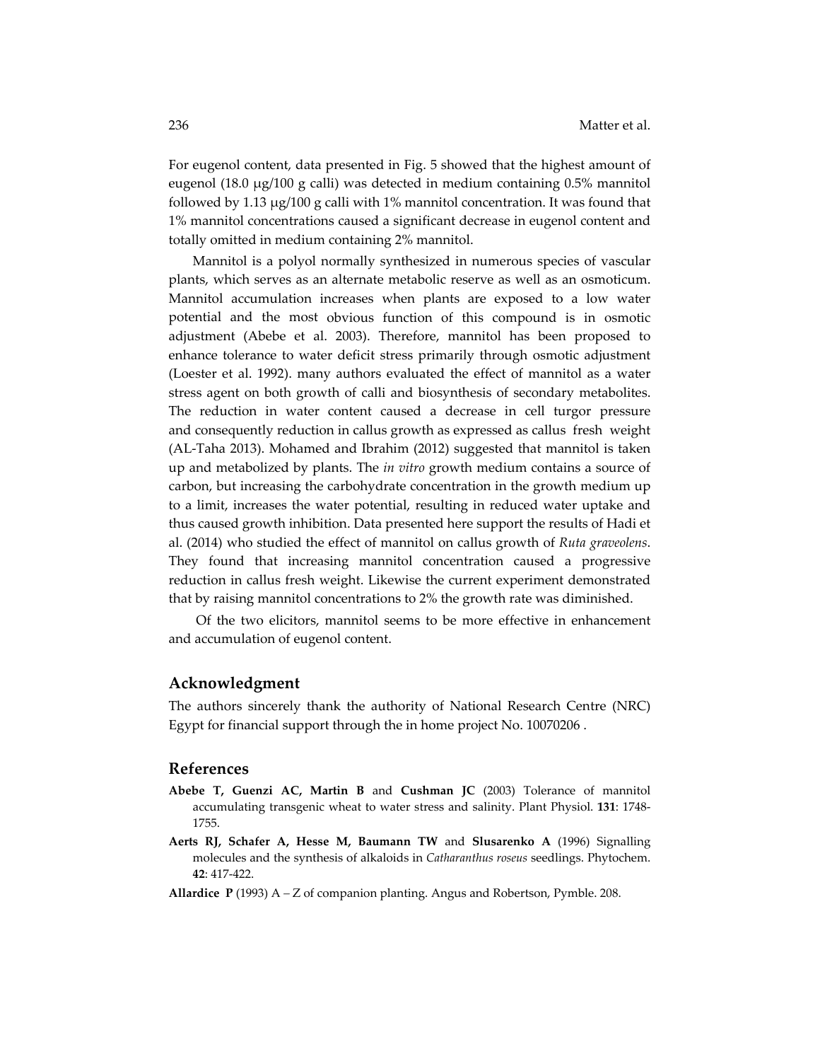For eugenol content, data presented in Fig. 5 showed that the highest amount of eugenol (18.0 μg/100 g calli) was detected in medium containing 0.5% mannitol followed by 1.13 μg/100 g calli with 1% mannitol concentration. It was found that 1% mannitol concentrations caused a significant decrease in eugenol content and totally omitted in medium containing 2% mannitol.

Mannitol is a polyol normally synthesized in numerous species of vascular plants, which serves as an alternate metabolic reserve as well as an osmoticum. Mannitol accumulation increases when plants are exposed to a low water potential and the most obvious function of this compound is in osmotic adjustment (Abebe et al. 2003). Therefore, mannitol has been proposed to enhance tolerance to water deficit stress primarily through osmotic adjustment (Loester et al. 1992). many authors evaluated the effect of mannitol as a water stress agent on both growth of calli and biosynthesis of secondary metabolites. The reduction in water content caused a decrease in cell turgor pressure and consequently reduction in callus growth as expressed as callus fresh weight (AL-Taha 2013). Mohamed and Ibrahim (2012) suggested that mannitol is taken up and metabolized by plants. The *in vitro* growth medium contains a source of carbon, but increasing the carbohydrate concentration in the growth medium up to a limit, increases the water potential, resulting in reduced water uptake and thus caused growth inhibition. Data presented here support the results of Hadi et al. (2014) who studied the effect of mannitol on callus growth of *Ruta graveolens*. They found that increasing mannitol concentration caused a progressive reduction in callus fresh weight. Likewise the current experiment demonstrated that by raising mannitol concentrations to 2% the growth rate was diminished.

Of the two elicitors, mannitol seems to be more effective in enhancement and accumulation of eugenol content.

## Acknowledgment

The authors sincerely thank the authority of National Research Centre (NRC) Egypt for financial support through the in home project No. 10070206 .

## References

**Abebe T, Guenzi AC, Martin B** and **Cushman JC** (2003) Tolerance of mannitol accumulating transgenic wheat to water stress and salinity. Plant Physiol. **131**: 1748-1755.

**Aerts RJ, Schafer A, Hesse M, Baumann TW** and **Slusarenko A** (1996) Signalling molecules and the synthesis of alkaloids in *Catharanthus roseus* seedlings. Phytochem. **42**: 417-422.

**Allardice P** (1993) A – Z of companion planting. Angus and Robertson, Pymble. 208.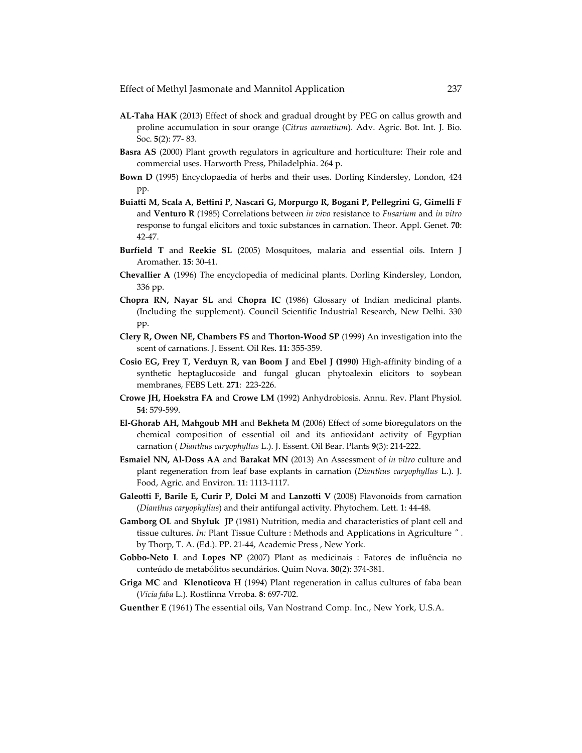**AL-Taha HAK** (2013) Effect of shock and gradual drought by PEG on callus growth and proline accumulation in sour orange (*Citrus aurantium*). Adv. Agric. Bot. Int. J. Bio. Soc. **5**(2): 77- 83.

**Basra AS** (2000) Plant growth regulators in agriculture and horticulture: Their role and commercial uses. Harworth Press, Philadelphia. 264 p.

**Bown D** (1995) Encyclopaedia of herbs and their uses. Dorling Kindersley, London, 424 pp.

**Buiatti M, Scala A, Bettini P, Nascari G, Morpurgo R, Bogani P, Pellegrini G, Gimelli F** and **Venturo R** (1985) Correlations between *in vivo* resistance to *Fusarium* and *in vitro* response to fungal elicitors and toxic substances in carnation. Theor. Appl. Genet. **70**: 42-47.

**Burfield T** and **Reekie SL** (2005) Mosquitoes, malaria and essential oils. Intern J Aromather. **15**: 30-41.

**Chevallier A** (1996) The encyclopedia of medicinal plants. Dorling Kindersley, London, 336 pp.

**Chopra RN, Nayar SL** and **Chopra IC** (1986) Glossary of Indian medicinal plants. (Including the supplement). Council Scientific Industrial Research, New Delhi. 330 pp.

**Clery R, Owen NE, Chambers FS** and **Thorton-Wood SP** (1999) An investigation into the scent of carnations. J. Essent. Oil Res. **11**: 355-359.

**Cosio EG, Frey T, Verduyn R, van Boom J** and **Ebel J (1990)** High-affinity binding of a synthetic heptaglucoside and fungal glucan phytoalexin elicitors to soybean membranes, FEBS Lett. **271**: 223-226.

**Crowe JH, Hoekstra FA** and **Crowe LM** (1992) Anhydrobiosis. Annu. Rev. Plant Physiol. **54**: 579-599.

**El-Ghorab AH, Mahgoub MH** and **Bekheta M** (2006) Effect of some bioregulators on the chemical composition of essential oil and its antioxidant activity of Egyptian carnation ( *Dianthus caryophyllus* L.). J. Essent. Oil Bear. Plants **9**(3): 214-222.

**Esmaiel NN, Al-Doss AA** and **Barakat MN** (2013) An Assessment of *in vitro* culture and plant regeneration from leaf base explants in carnation (*Dianthus caryophyllus* L.). J. Food, Agric. and Environ. **11**: 1113-1117.

**Galeotti F, Barile E, Curir P, Dolci M** and **Lanzotti V** (2008) Flavonoids from carnation (*Dianthus caryophyllus*) and their antifungal activity. Phytochem. Lett. 1: 44-48.

**Gamborg OL** and **Shyluk JP** (1981) Nutrition, media and characteristics of plant cell and tissue cultures. *In:* Plant Tissue Culture : Methods and Applications in Agriculture ״. by Thorp, T. A. (Ed.). PP. 21-44, Academic Press , New York.

**Gobbo-Neto L** and **Lopes NP** (2007) Plant as medicinais : Fatores de influência no conteúdo de metabólitos secundários. Quim Nova. **30**(2): 374-381.

**Griga MC** and **Klenoticova H** (1994) Plant regeneration in callus cultures of faba bean (*Vicia faba* L.). Rostlinna Vrroba. **8**: 697-702.

**Guenther E** (1961) The essential oils, Van Nostrand Comp. Inc., New York, U.S.A.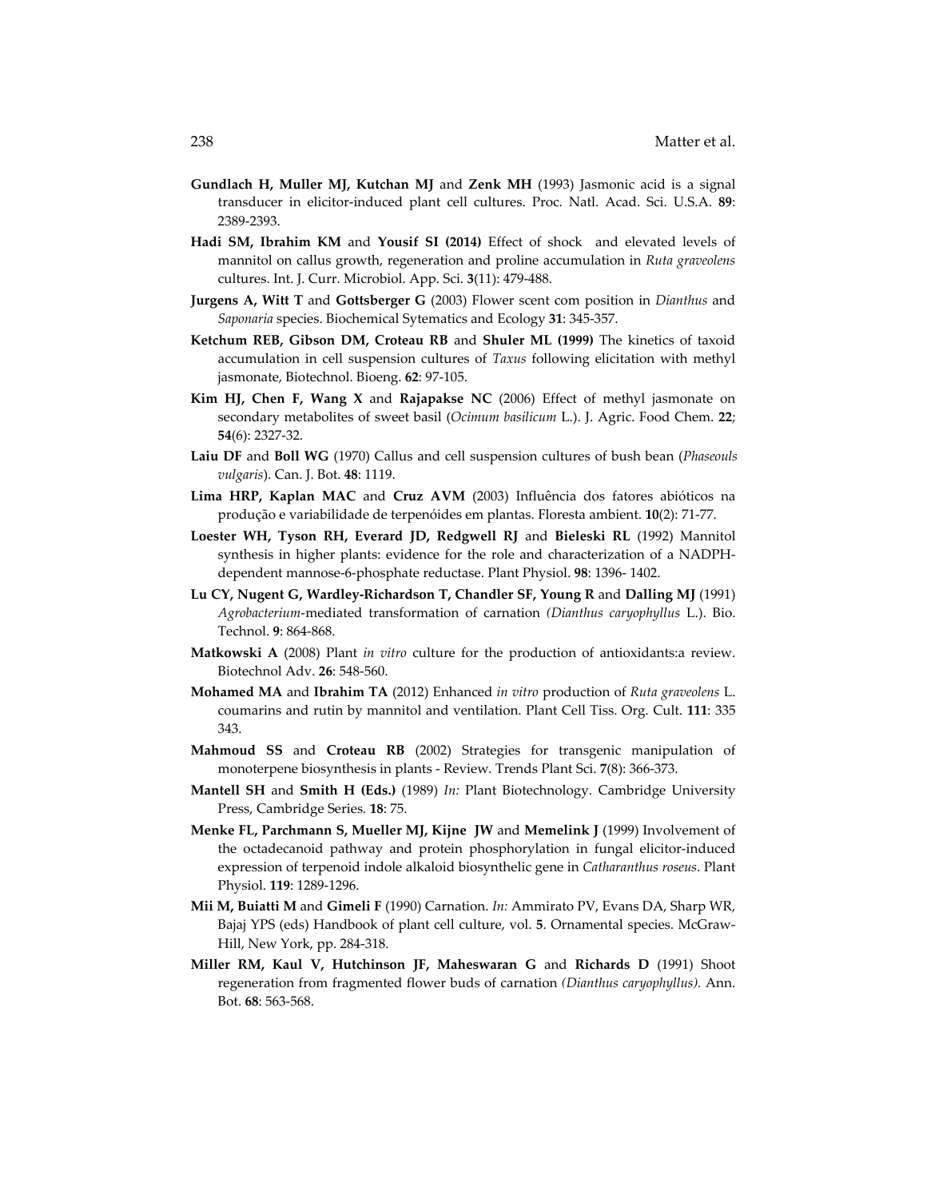**Gundlach H, Muller MJ, Kutchan MJ** and **Zenk MH** (1993) Jasmonic acid is a signal transducer in elicitor-induced plant cell cultures. Proc. Natl. Acad. Sci. U.S.A. **89**: 2389-2393.

**Hadi SM, Ibrahim KM** and **Yousif SI (2014)** Effect of shock and elevated levels of mannitol on callus growth, regeneration and proline accumulation in *Ruta graveolens* cultures. Int. J. Curr. Microbiol. App. Sci. **3**(11): 479-488.

**Jurgens A, Witt T** and **Gottsberger G** (2003) Flower scent com position in *Dianthus* and *Saponaria* species. Biochemical Sytematics and Ecology **31**: 345-357.

**Ketchum REB, Gibson DM, Croteau RB** and **Shuler ML (1999)** The kinetics of taxoid accumulation in cell suspension cultures of *Taxus* following elicitation with methyl jasmonate, Biotechnol. Bioeng. **62**: 97-105.

**Kim HJ, Chen F, Wang X** and **Rajapakse NC** (2006) Effect of methyl jasmonate on secondary metabolites of sweet basil (*Ocimum basilicum* L.). J. Agric. Food Chem. **22**; **54**(6): 2327-32.

**Laiu DF** and **Boll WG** (1970) Callus and cell suspension cultures of bush bean (*Phaseouls vulgaris*). Can. J. Bot. **48**: 1119.

**Lima HRP, Kaplan MAC** and **Cruz AVM** (2003) Influência dos fatores abióticos na produção e variabilidade de terpenóides em plantas. Floresta ambient. **10**(2): 71-77.

**Loester WH, Tyson RH, Everard JD, Redgwell RJ** and **Bieleski RL** (1992) Mannitol synthesis in higher plants: evidence for the role and characterization of a NADPH-dependent mannose-6-phosphate reductase. Plant Physiol. **98**: 1396- 1402.

**Lu CY, Nugent G, Wardley-Richardson T, Chandler SF, Young R** and **Dalling MJ** (1991) *Agrobacterium*-mediated transformation of carnation *(Dianthus caryophyllus* L.). Bio. Technol. **9**: 864-868.

**Matkowski A** (2008) Plant *in vitro* culture for the production of antioxidants:a review. Biotechnol Adv. **26**: 548-560.

**Mohamed MA** and **Ibrahim TA** (2012) Enhanced *in vitro* production of *Ruta graveolens* L. coumarins and rutin by mannitol and ventilation. Plant Cell Tiss. Org. Cult. **111**: 335 343.

**Mahmoud SS** and **Croteau RB** (2002) Strategies for transgenic manipulation of monoterpene biosynthesis in plants - Review. Trends Plant Sci. **7**(8): 366-373.

**Mantell SH** and **Smith H (Eds.)** (1989) *In:* Plant Biotechnology. Cambridge University Press, Cambridge Series*.* **18**: 75.

**Menke FL, Parchmann S, Mueller MJ, Kijne JW** and **Memelink J** (1999) Involvement of the octadecanoid pathway and protein phosphorylation in fungal elicitor-induced expression of terpenoid indole alkaloid biosynthelic gene in *Catharanthus roseus*. Plant Physiol. **119**: 1289-1296.

**Mii M, Buiatti M** and **Gimeli F** (1990) Carnation. *In:* Ammirato PV, Evans DA, Sharp WR, Bajaj YPS (eds) Handbook of plant cell culture, vol. **5**. Ornamental species. McGraw-Hill, New York, pp. 284-318.

**Miller RM, Kaul V, Hutchinson JF, Maheswaran G** and **Richards D** (1991) Shoot regeneration from fragmented flower buds of carnation *(Dianthus caryophyllus).* Ann. Bot. **68**: 563-568.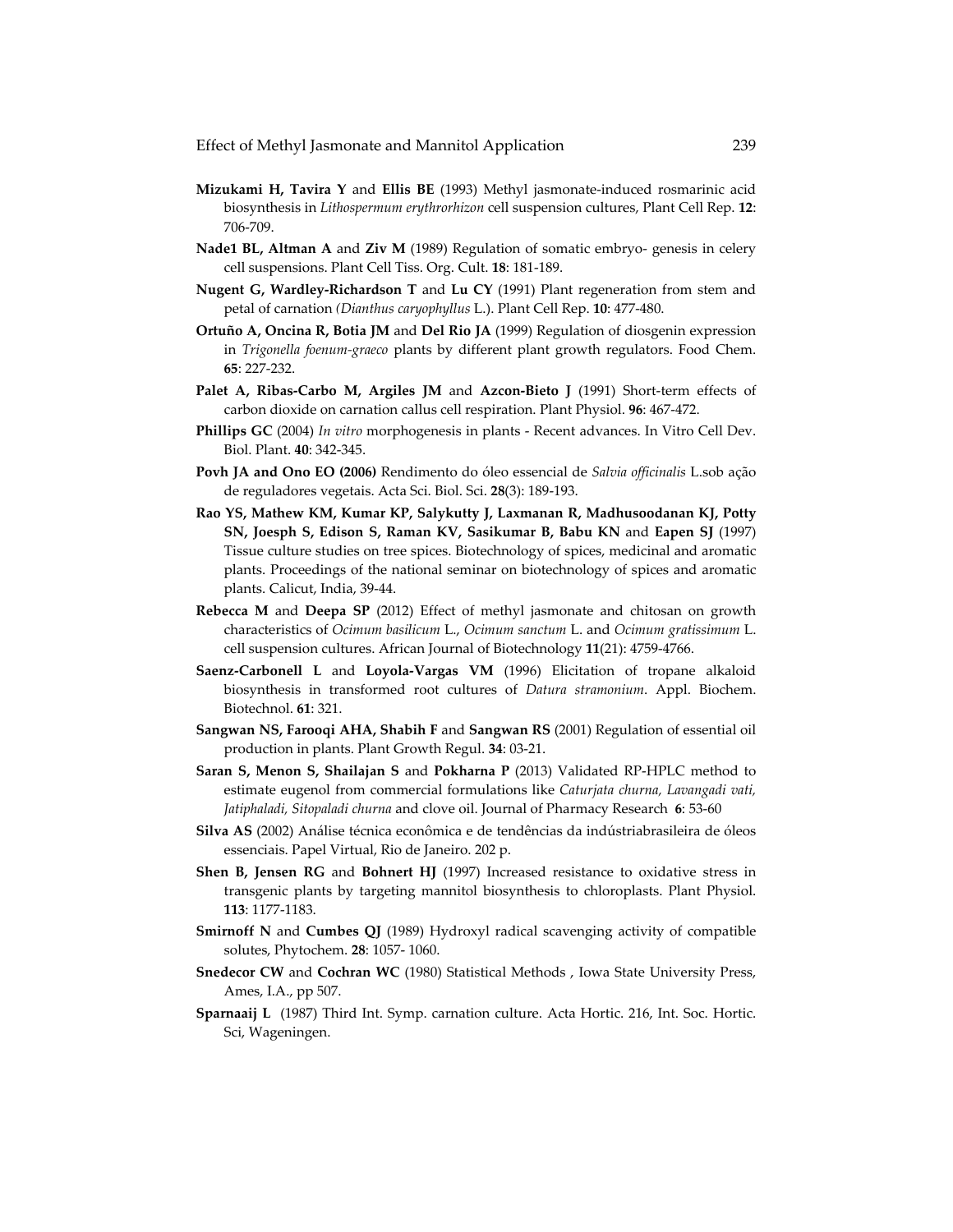**Mizukami H, Tavira Y** and **Ellis BE** (1993) Methyl jasmonate-induced rosmarinic acid biosynthesis in *Lithospermum erythrorhizon* cell suspension cultures, Plant Cell Rep. **12**: 706-709.

**Nade1 BL, Altman A** and **Ziv M** (1989) Regulation of somatic embryo- genesis in celery cell suspensions. Plant Cell Tiss. Org. Cult. **18**: 181-189.

**Nugent G, Wardley-Richardson T** and **Lu CY** (1991) Plant regeneration from stem and petal of carnation *(Dianthus caryophyllus* L.). Plant Cell Rep. **10**: 477-480.

**Ortuño A, Oncina R, Botia JM** and **Del Rio JA** (1999) Regulation of diosgenin expression in *Trigonella foenum-graeco* plants by different plant growth regulators. Food Chem. **65**: 227-232.

**Palet A, Ribas-Carbo M, Argiles JM** and **Azcon-Bieto J** (1991) Short-term effects of carbon dioxide on carnation callus cell respiration. Plant Physiol. **96**: 467-472.

**Phillips GC** (2004) *In vitro* morphogenesis in plants - Recent advances. In Vitro Cell Dev. Biol. Plant. **40**: 342-345.

**Povh JA and Ono EO (2006)** Rendimento do óleo essencial de *Salvia officinalis* L.sob ação de reguladores vegetais. Acta Sci. Biol. Sci. **28**(3): 189-193.

**Rao YS, Mathew KM, Kumar KP, Salykutty J, Laxmanan R, Madhusoodanan KJ, Potty SN, Joesph S, Edison S, Raman KV, Sasikumar B, Babu KN** and **Eapen SJ** (1997) Tissue culture studies on tree spices. Biotechnology of spices, medicinal and aromatic plants. Proceedings of the national seminar on biotechnology of spices and aromatic plants. Calicut, India, 39-44.

**Rebecca M** and **Deepa SP** (2012) Effect of methyl jasmonate and chitosan on growth characteristics of *Ocimum basilicum* L., *Ocimum sanctum* L. and *Ocimum gratissimum* L. cell suspension cultures. African Journal of Biotechnology **11**(21): 4759-4766.

**Saenz-Carbonell L** and **Loyola-Vargas VM** (1996) Elicitation of tropane alkaloid biosynthesis in transformed root cultures of *Datura stramonium*. Appl. Biochem. Biotechnol. **61**: 321.

**Sangwan NS, Farooqi AHA, Shabih F** and **Sangwan RS** (2001) Regulation of essential oil production in plants. Plant Growth Regul. **34**: 03-21.

**Saran S, Menon S, Shailajan S** and **Pokharna P** (2013) Validated RP-HPLC method to estimate eugenol from commercial formulations like *Caturjata churna, Lavangadi vati, Jatiphaladi, Sitopaladi churna* and clove oil. Journal of Pharmacy Research **6**: 53-60

**Silva AS** (2002) Análise técnica econômica e de tendências da indústriabrasileira de óleos essenciais. Papel Virtual, Rio de Janeiro. 202 p.

**Shen B, Jensen RG** and **Bohnert HJ** (1997) Increased resistance to oxidative stress in transgenic plants by targeting mannitol biosynthesis to chloroplasts. Plant Physiol. **113**: 1177-1183.

**Smirnoff N** and **Cumbes QJ** (1989) Hydroxyl radical scavenging activity of compatible solutes, Phytochem. **28**: 1057- 1060.

**Snedecor CW** and **Cochran WC** (1980) Statistical Methods , Iowa State University Press, Ames, I.A., pp 507.

**Sparnaaij L** (1987) Third Int. Symp. carnation culture. Acta Hortic. 216, Int. Soc. Hortic. Sci, Wageningen.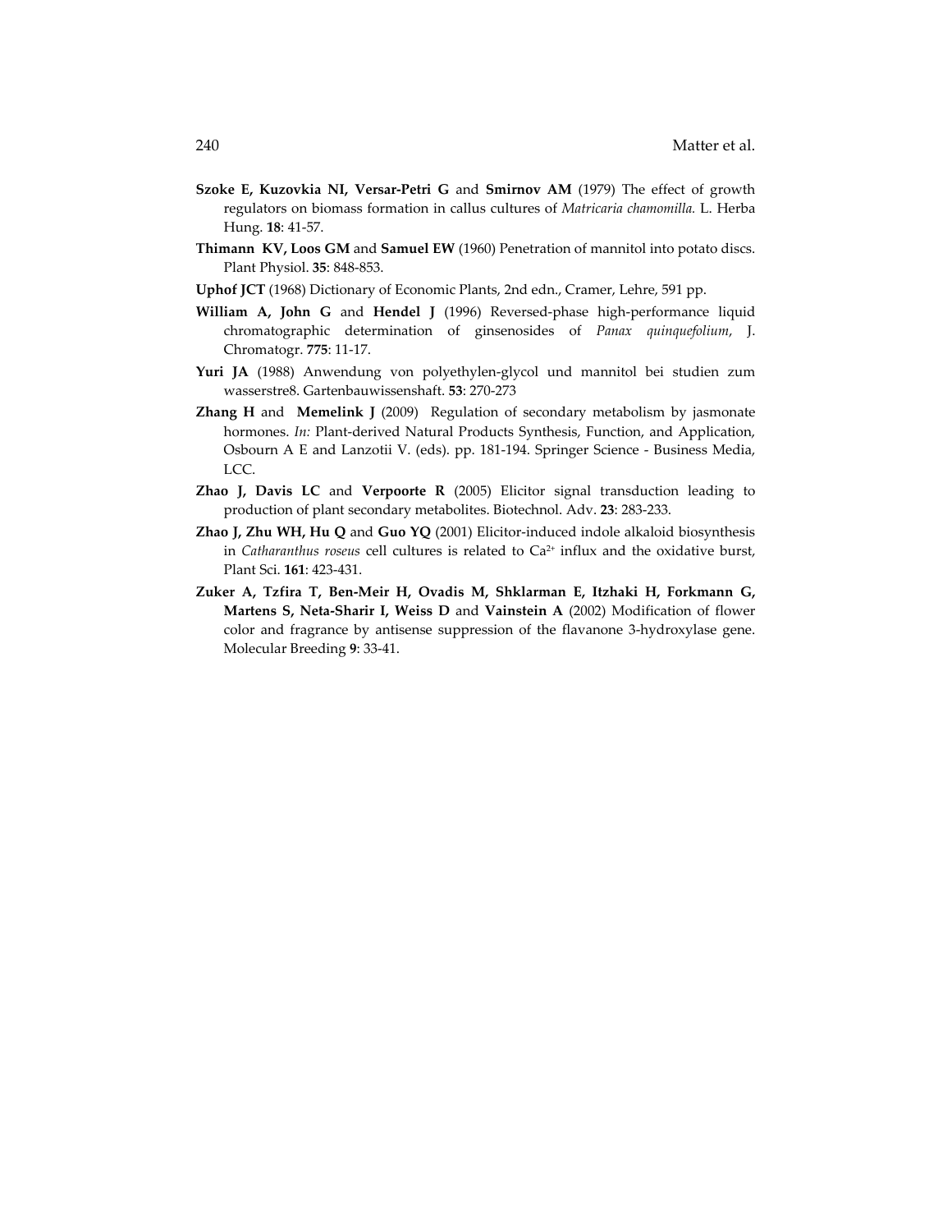**Szoke E, Kuzovkia NI, Versar-Petri G** and **Smirnov AM** (1979) The effect of growth regulators on biomass formation in callus cultures of *Matricaria chamomilla.* L. Herba Hung. **18**: 41-57.

**Thimann KV, Loos GM** and **Samuel EW** (1960) Penetration of mannitol into potato discs. Plant Physiol. **35**: 848-853.

**Uphof JCT** (1968) Dictionary of Economic Plants, 2nd edn., Cramer, Lehre, 591 pp.

**William A, John G** and **Hendel J** (1996) Reversed-phase high-performance liquid chromatographic determination of ginsenosides of *Panax quinquefolium*, J. Chromatogr. **775**: 11-17.

**Yuri JA** (1988) Anwendung von polyethylen-glycol und mannitol bei studien zum wasserstre8. Gartenbauwissenshaft. **53**: 270-273

**Zhang H** and **Memelink J** (2009) Regulation of secondary metabolism by jasmonate hormones. *In:* Plant-derived Natural Products Synthesis, Function, and Application, Osbourn A E and Lanzotii V. (eds). pp. 181-194. Springer Science - Business Media, LCC.

**Zhao J, Davis LC** and **Verpoorte R** (2005) Elicitor signal transduction leading to production of plant secondary metabolites. Biotechnol. Adv. **23**: 283-233.

**Zhao J, Zhu WH, Hu Q** and **Guo YQ** (2001) Elicitor-induced indole alkaloid biosynthesis in *Catharanthus roseus* cell cultures is related to $Ca^{2+}$ influx and the oxidative burst, Plant Sci. **161**: 423-431.

**Zuker A, Tzfira T, Ben-Meir H, Ovadis M, Shklarman E, Itzhaki H, Forkmann G, Martens S, Neta-Sharir I, Weiss D** and **Vainstein A** (2002) Modification of flower color and fragrance by antisense suppression of the flavanone 3-hydroxylase gene. Molecular Breeding **9**: 33-41.